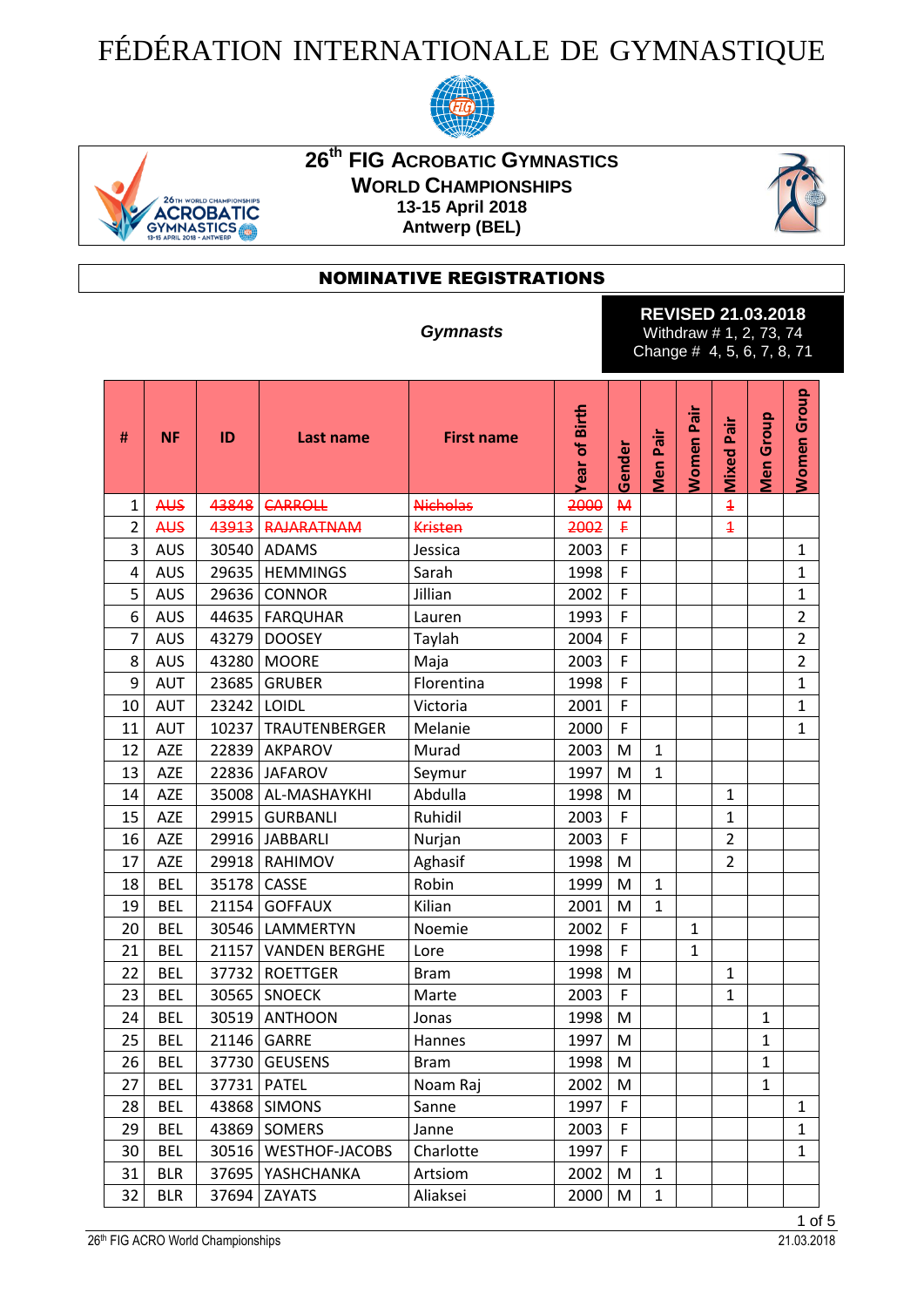# FÉDÉRATION INTERNATIONALE DE GYMNASTIQUE

## 26th FIG Acrobatic Gymnastics World Championships

**13-15 April 2018**
**Antwerp (BEL)**

## NOMINATIVE REGISTRATIONS

***Gymnasts***

**REVISED 21.03.2018**
Withdraw # 1, 2, 73, 74
Change # 4, 5, 6, 7, 8, 71

| # | NF | ID | Last name | First name | Year of Birth | Gender | Men Pair | Women Pair | Mixed Pair | Men Group | Women Group |
|---|---|---|---|---|---|---|---|---|---|---|---|
| 1 | ~~AUS~~ | ~~43848~~ | ~~CARROLL~~ | ~~Nicholas~~ | ~~2000~~ | ~~M~~ | | | ~~1~~ | | |
| 2 | ~~AUS~~ | ~~43913~~ | ~~RAJARATNAM~~ | ~~Kristen~~ | ~~2002~~ | ~~F~~ | | | ~~1~~ | | |
| 3 | AUS | 30540 | ADAMS | Jessica | 2003 | F | | | | | 1 |
| 4 | AUS | 29635 | HEMMINGS | Sarah | 1998 | F | | | | | 1 |
| 5 | AUS | 29636 | CONNOR | Jillian | 2002 | F | | | | | 1 |
| 6 | AUS | 44635 | FARQUHAR | Lauren | 1993 | F | | | | | 2 |
| 7 | AUS | 43279 | DOOSEY | Taylah | 2004 | F | | | | | 2 |
| 8 | AUS | 43280 | MOORE | Maja | 2003 | F | | | | | 2 |
| 9 | AUT | 23685 | GRUBER | Florentina | 1998 | F | | | | | 1 |
| 10 | AUT | 23242 | LOIDL | Victoria | 2001 | F | | | | | 1 |
| 11 | AUT | 10237 | TRAUTENBERGER | Melanie | 2000 | F | | | | | 1 |
| 12 | AZE | 22839 | AKPAROV | Murad | 2003 | M | 1 | | | | |
| 13 | AZE | 22836 | JAFAROV | Seymur | 1997 | M | 1 | | | | |
| 14 | AZE | 35008 | AL-MASHAYKHI | Abdulla | 1998 | M | | | 1 | | |
| 15 | AZE | 29915 | GURBANLI | Ruhidil | 2003 | F | | | 1 | | |
| 16 | AZE | 29916 | JABBARLI | Nurjan | 2003 | F | | | 2 | | |
| 17 | AZE | 29918 | RAHIMOV | Aghasif | 1998 | M | | | 2 | | |
| 18 | BEL | 35178 | CASSE | Robin | 1999 | M | 1 | | | | |
| 19 | BEL | 21154 | GOFFAUX | Kilian | 2001 | M | 1 | | | | |
| 20 | BEL | 30546 | LAMMERTYN | Noemie | 2002 | F | | 1 | | | |
| 21 | BEL | 21157 | VANDEN BERGHE | Lore | 1998 | F | | 1 | | | |
| 22 | BEL | 37732 | ROETTGER | Bram | 1998 | M | | | 1 | | |
| 23 | BEL | 30565 | SNOECK | Marte | 2003 | F | | | 1 | | |
| 24 | BEL | 30519 | ANTHOON | Jonas | 1998 | M | | | | 1 | |
| 25 | BEL | 21146 | GARRE | Hannes | 1997 | M | | | | 1 | |
| 26 | BEL | 37730 | GEUSENS | Bram | 1998 | M | | | | 1 | |
| 27 | BEL | 37731 | PATEL | Noam Raj | 2002 | M | | | | 1 | |
| 28 | BEL | 43868 | SIMONS | Sanne | 1997 | F | | | | | 1 |
| 29 | BEL | 43869 | SOMERS | Janne | 2003 | F | | | | | 1 |
| 30 | BEL | 30516 | WESTHOF-JACOBS | Charlotte | 1997 | F | | | | | 1 |
| 31 | BLR | 37695 | YASHCHANKA | Artsiom | 2002 | M | 1 | | | | |
| 32 | BLR | 37694 | ZAYATS | Aliaksei | 2000 | M | 1 | | | | |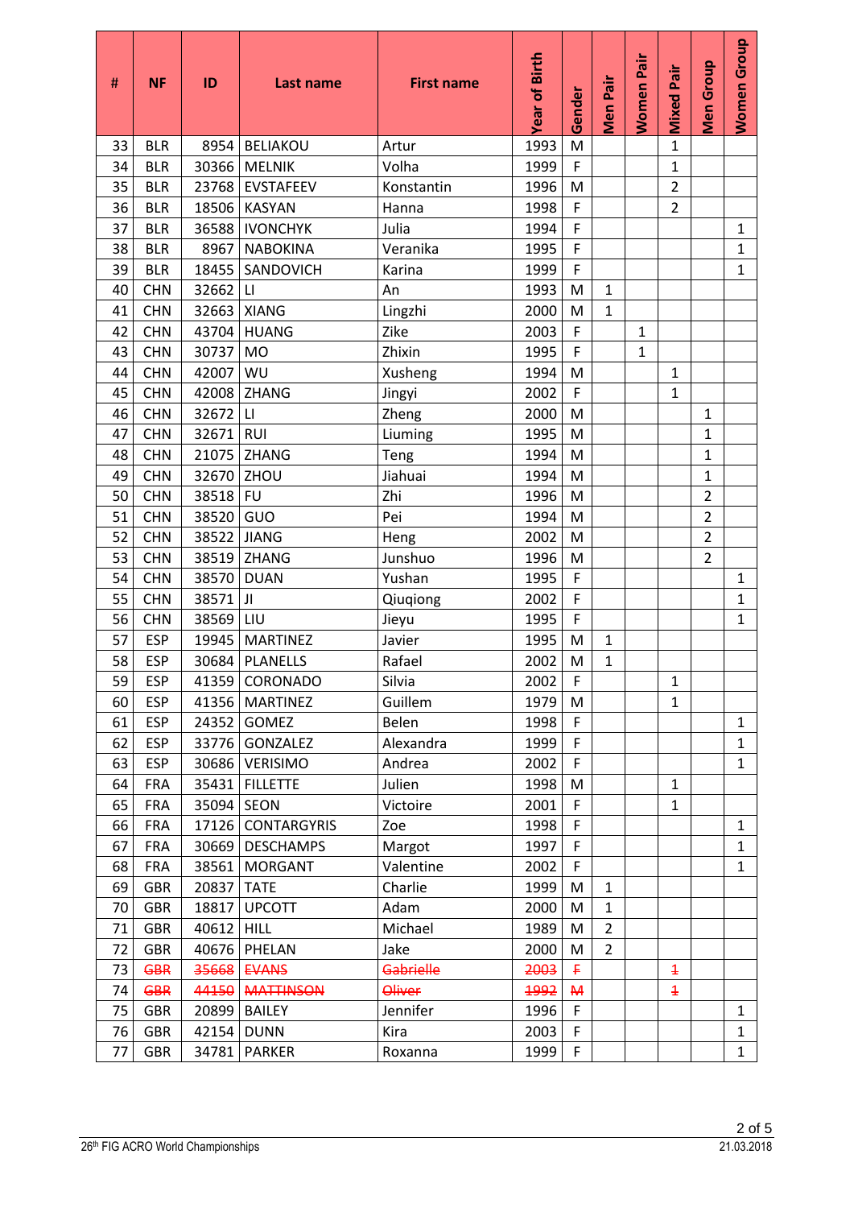| # | NF | ID | Last name | First name | Year of Birth | Gender | Men Pair | Women Pair | Mixed Pair | Men Group | Women Group |
|---|---|---|---|---|---|---|---|---|---|---|---|
| 33 | BLR | 8954 | BELIAKOU | Artur | 1993 | M | | | 1 | | |
| 34 | BLR | 30366 | MELNIK | Volha | 1999 | F | | | 1 | | |
| 35 | BLR | 23768 | EVSTAFEEV | Konstantin | 1996 | M | | | 2 | | |
| 36 | BLR | 18506 | KASYAN | Hanna | 1998 | F | | | 2 | | |
| 37 | BLR | 36588 | IVONCHYK | Julia | 1994 | F | | | | | 1 |
| 38 | BLR | 8967 | NABOKINA | Veranika | 1995 | F | | | | | 1 |
| 39 | BLR | 18455 | SANDOVICH | Karina | 1999 | F | | | | | 1 |
| 40 | CHN | 32662 | LI | An | 1993 | M | 1 | | | | |
| 41 | CHN | 32663 | XIANG | Lingzhi | 2000 | M | 1 | | | | |
| 42 | CHN | 43704 | HUANG | Zike | 2003 | F | | 1 | | | |
| 43 | CHN | 30737 | MO | Zhixin | 1995 | F | | 1 | | | |
| 44 | CHN | 42007 | WU | Xusheng | 1994 | M | | | 1 | | |
| 45 | CHN | 42008 | ZHANG | Jingyi | 2002 | F | | | 1 | | |
| 46 | CHN | 32672 | LI | Zheng | 2000 | M | | | | 1 | |
| 47 | CHN | 32671 | RUI | Liuming | 1995 | M | | | | 1 | |
| 48 | CHN | 21075 | ZHANG | Teng | 1994 | M | | | | 1 | |
| 49 | CHN | 32670 | ZHOU | Jiahuai | 1994 | M | | | | 1 | |
| 50 | CHN | 38518 | FU | Zhi | 1996 | M | | | | 2 | |
| 51 | CHN | 38520 | GUO | Pei | 1994 | M | | | | 2 | |
| 52 | CHN | 38522 | JIANG | Heng | 2002 | M | | | | 2 | |
| 53 | CHN | 38519 | ZHANG | Junshuo | 1996 | M | | | | 2 | |
| 54 | CHN | 38570 | DUAN | Yushan | 1995 | F | | | | | 1 |
| 55 | CHN | 38571 | JI | Qiuqiong | 2002 | F | | | | | 1 |
| 56 | CHN | 38569 | LIU | Jieyu | 1995 | F | | | | | 1 |
| 57 | ESP | 19945 | MARTINEZ | Javier | 1995 | M | 1 | | | | |
| 58 | ESP | 30684 | PLANELLS | Rafael | 2002 | M | 1 | | | | |
| 59 | ESP | 41359 | CORONADO | Silvia | 2002 | F | | | 1 | | |
| 60 | ESP | 41356 | MARTINEZ | Guillem | 1979 | M | | | 1 | | |
| 61 | ESP | 24352 | GOMEZ | Belen | 1998 | F | | | | | 1 |
| 62 | ESP | 33776 | GONZALEZ | Alexandra | 1999 | F | | | | | 1 |
| 63 | ESP | 30686 | VERISIMO | Andrea | 2002 | F | | | | | 1 |
| 64 | FRA | 35431 | FILLETTE | Julien | 1998 | M | | | 1 | | |
| 65 | FRA | 35094 | SEON | Victoire | 2001 | F | | | 1 | | |
| 66 | FRA | 17126 | CONTARGYRIS | Zoe | 1998 | F | | | | | 1 |
| 67 | FRA | 30669 | DESCHAMPS | Margot | 1997 | F | | | | | 1 |
| 68 | FRA | 38561 | MORGANT | Valentine | 2002 | F | | | | | 1 |
| 69 | GBR | 20837 | TATE | Charlie | 1999 | M | 1 | | | | |
| 70 | GBR | 18817 | UPCOTT | Adam | 2000 | M | 1 | | | | |
| 71 | GBR | 40612 | HILL | Michael | 1989 | M | 2 | | | | |
| 72 | GBR | 40676 | PHELAN | Jake | 2000 | M | 2 | | | | |
| 73 | ~~GBR~~ | ~~35668~~ | ~~EVANS~~ | ~~Gabrielle~~ | ~~2003~~ | ~~F~~ | | | ~~1~~ | | |
| 74 | ~~GBR~~ | ~~44150~~ | ~~MATTINSON~~ | ~~Oliver~~ | ~~1992~~ | ~~M~~ | | | ~~1~~ | | |
| 75 | GBR | 20899 | BAILEY | Jennifer | 1996 | F | | | | | 1 |
| 76 | GBR | 42154 | DUNN | Kira | 2003 | F | | | | | 1 |
| 77 | GBR | 34781 | PARKER | Roxanna | 1999 | F | | | | | 1 |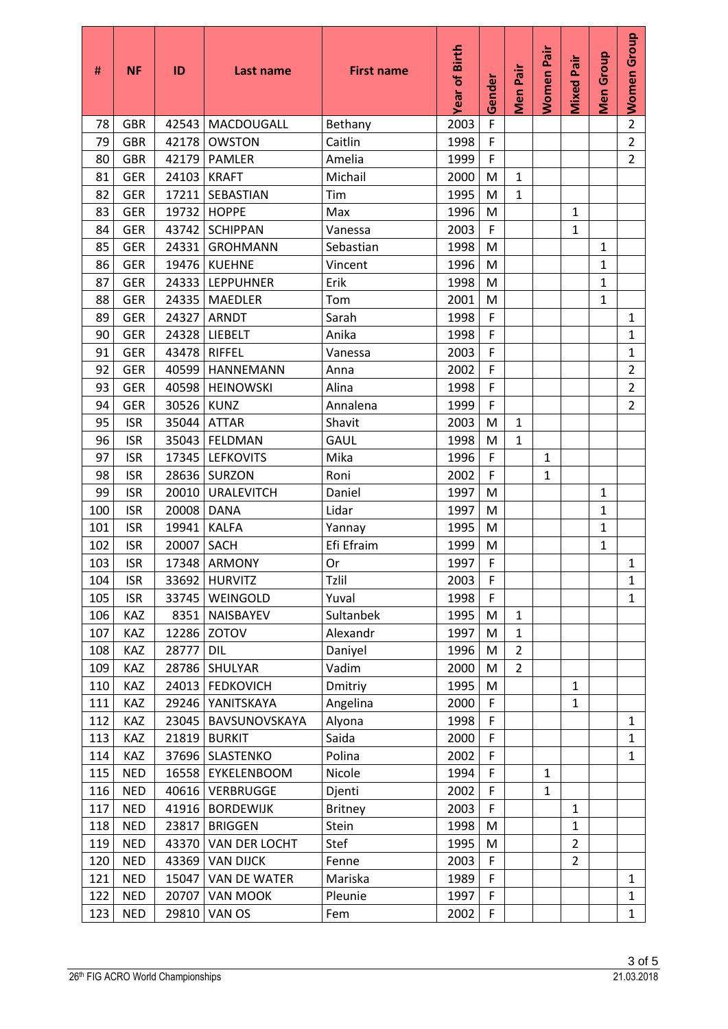| # | NF | ID | Last name | First name | Year of Birth | Gender | Men Pair | Women Pair | Mixed Pair | Men Group | Women Group |
|---|---|---|---|---|---|---|---|---|---|---|---|
| 78 | GBR | 42543 | MACDOUGALL | Bethany | 2003 | F | | | | | 2 |
| 79 | GBR | 42178 | OWSTON | Caitlin | 1998 | F | | | | | 2 |
| 80 | GBR | 42179 | PAMLER | Amelia | 1999 | F | | | | | 2 |
| 81 | GER | 24103 | KRAFT | Michail | 2000 | M | 1 | | | | |
| 82 | GER | 17211 | SEBASTIAN | Tim | 1995 | M | 1 | | | | |
| 83 | GER | 19732 | HOPPE | Max | 1996 | M | | | 1 | | |
| 84 | GER | 43742 | SCHIPPAN | Vanessa | 2003 | F | | | 1 | | |
| 85 | GER | 24331 | GROHMANN | Sebastian | 1998 | M | | | | 1 | |
| 86 | GER | 19476 | KUEHNE | Vincent | 1996 | M | | | | 1 | |
| 87 | GER | 24333 | LEPPUHNER | Erik | 1998 | M | | | | 1 | |
| 88 | GER | 24335 | MAEDLER | Tom | 2001 | M | | | | 1 | |
| 89 | GER | 24327 | ARNDT | Sarah | 1998 | F | | | | | 1 |
| 90 | GER | 24328 | LIEBELT | Anika | 1998 | F | | | | | 1 |
| 91 | GER | 43478 | RIFFEL | Vanessa | 2003 | F | | | | | 1 |
| 92 | GER | 40599 | HANNEMANN | Anna | 2002 | F | | | | | 2 |
| 93 | GER | 40598 | HEINOWSKI | Alina | 1998 | F | | | | | 2 |
| 94 | GER | 30526 | KUNZ | Annalena | 1999 | F | | | | | 2 |
| 95 | ISR | 35044 | ATTAR | Shavit | 2003 | M | 1 | | | | |
| 96 | ISR | 35043 | FELDMAN | GAUL | 1998 | M | 1 | | | | |
| 97 | ISR | 17345 | LEFKOVITS | Mika | 1996 | F | | 1 | | | |
| 98 | ISR | 28636 | SURZON | Roni | 2002 | F | | 1 | | | |
| 99 | ISR | 20010 | URALEVITCH | Daniel | 1997 | M | | | | 1 | |
| 100 | ISR | 20008 | DANA | Lidar | 1997 | M | | | | 1 | |
| 101 | ISR | 19941 | KALFA | Yannay | 1995 | M | | | | 1 | |
| 102 | ISR | 20007 | SACH | Efi Efraim | 1999 | M | | | | 1 | |
| 103 | ISR | 17348 | ARMONY | Or | 1997 | F | | | | | 1 |
| 104 | ISR | 33692 | HURVITZ | Tzlil | 2003 | F | | | | | 1 |
| 105 | ISR | 33745 | WEINGOLD | Yuval | 1998 | F | | | | | 1 |
| 106 | KAZ | 8351 | NAISBAYEV | Sultanbek | 1995 | M | 1 | | | | |
| 107 | KAZ | 12286 | ZOTOV | Alexandr | 1997 | M | 1 | | | | |
| 108 | KAZ | 28777 | DIL | Daniyel | 1996 | M | 2 | | | | |
| 109 | KAZ | 28786 | SHULYAR | Vadim | 2000 | M | 2 | | | | |
| 110 | KAZ | 24013 | FEDKOVICH | Dmitriy | 1995 | M | | | 1 | | |
| 111 | KAZ | 29246 | YANITSKAYA | Angelina | 2000 | F | | | 1 | | |
| 112 | KAZ | 23045 | BAVSUNOVSKAYA | Alyona | 1998 | F | | | | | 1 |
| 113 | KAZ | 21819 | BURKIT | Saida | 2000 | F | | | | | 1 |
| 114 | KAZ | 37696 | SLASTENKO | Polina | 2002 | F | | | | | 1 |
| 115 | NED | 16558 | EYKELENBOOM | Nicole | 1994 | F | | 1 | | | |
| 116 | NED | 40616 | VERBRUGGE | Djenti | 2002 | F | | 1 | | | |
| 117 | NED | 41916 | BORDEWIJK | Britney | 2003 | F | | | 1 | | |
| 118 | NED | 23817 | BRIGGEN | Stein | 1998 | M | | | 1 | | |
| 119 | NED | 43370 | VAN DER LOCHT | Stef | 1995 | M | | | 2 | | |
| 120 | NED | 43369 | VAN DIJCK | Fenne | 2003 | F | | | 2 | | |
| 121 | NED | 15047 | VAN DE WATER | Mariska | 1989 | F | | | | | 1 |
| 122 | NED | 20707 | VAN MOOK | Pleunie | 1997 | F | | | | | 1 |
| 123 | NED | 29810 | VAN OS | Fem | 2002 | F | | | | | 1 |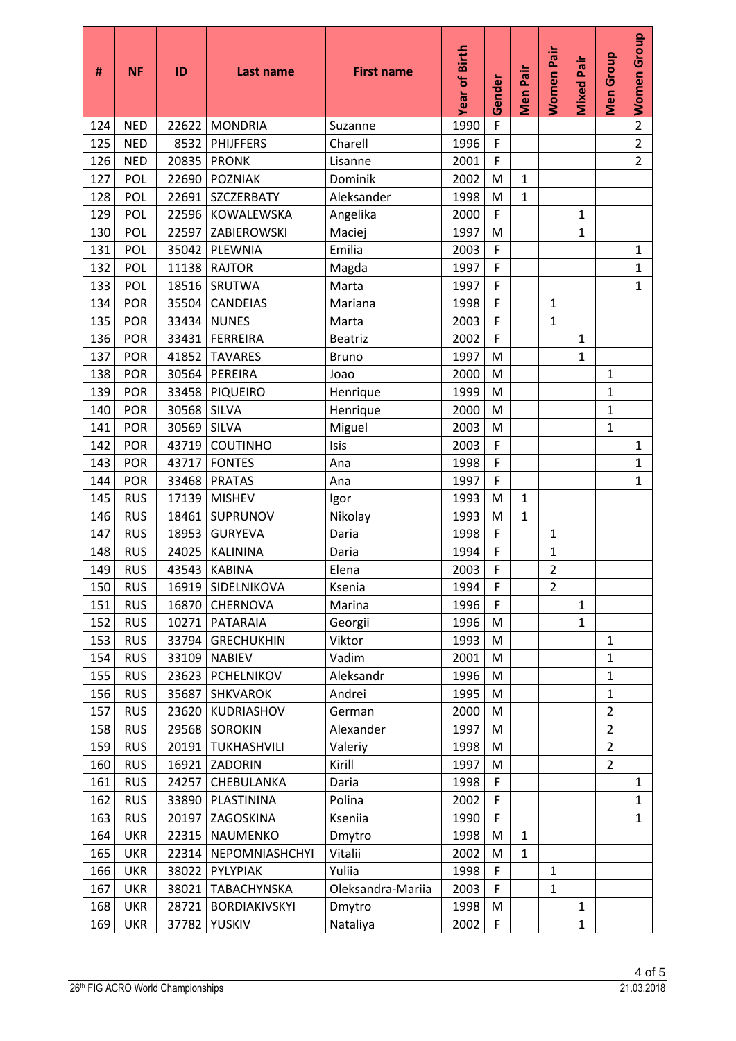| # | NF | ID | Last name | First name | Year of Birth | Gender | Men Pair | Women Pair | Mixed Pair | Men Group | Women Group |
|---|---|---|---|---|---|---|---|---|---|---|---|
| 124 | NED | 22622 | MONDRIA | Suzanne | 1990 | F | | | | | 2 |
| 125 | NED | 8532 | PHIJFFERS | Charell | 1996 | F | | | | | 2 |
| 126 | NED | 20835 | PRONK | Lisanne | 2001 | F | | | | | 2 |
| 127 | POL | 22690 | POZNIAK | Dominik | 2002 | M | 1 | | | | |
| 128 | POL | 22691 | SZCZERBATY | Aleksander | 1998 | M | 1 | | | | |
| 129 | POL | 22596 | KOWALEWSKA | Angelika | 2000 | F | | | 1 | | |
| 130 | POL | 22597 | ZABIEROWSKI | Maciej | 1997 | M | | | 1 | | |
| 131 | POL | 35042 | PLEWNIA | Emilia | 2003 | F | | | | | 1 |
| 132 | POL | 11138 | RAJTOR | Magda | 1997 | F | | | | | 1 |
| 133 | POL | 18516 | SRUTWA | Marta | 1997 | F | | | | | 1 |
| 134 | POR | 35504 | CANDEIAS | Mariana | 1998 | F | | 1 | | | |
| 135 | POR | 33434 | NUNES | Marta | 2003 | F | | 1 | | | |
| 136 | POR | 33431 | FERREIRA | Beatriz | 2002 | F | | | 1 | | |
| 137 | POR | 41852 | TAVARES | Bruno | 1997 | M | | | 1 | | |
| 138 | POR | 30564 | PEREIRA | Joao | 2000 | M | | | | 1 | |
| 139 | POR | 33458 | PIQUEIRO | Henrique | 1999 | M | | | | 1 | |
| 140 | POR | 30568 | SILVA | Henrique | 2000 | M | | | | 1 | |
| 141 | POR | 30569 | SILVA | Miguel | 2003 | M | | | | 1 | |
| 142 | POR | 43719 | COUTINHO | Isis | 2003 | F | | | | | 1 |
| 143 | POR | 43717 | FONTES | Ana | 1998 | F | | | | | 1 |
| 144 | POR | 33468 | PRATAS | Ana | 1997 | F | | | | | 1 |
| 145 | RUS | 17139 | MISHEV | Igor | 1993 | M | 1 | | | | |
| 146 | RUS | 18461 | SUPRUNOV | Nikolay | 1993 | M | 1 | | | | |
| 147 | RUS | 18953 | GURYEVA | Daria | 1998 | F | | 1 | | | |
| 148 | RUS | 24025 | KALININA | Daria | 1994 | F | | 1 | | | |
| 149 | RUS | 43543 | KABINA | Elena | 2003 | F | | 2 | | | |
| 150 | RUS | 16919 | SIDELNIKOVA | Ksenia | 1994 | F | | 2 | | | |
| 151 | RUS | 16870 | CHERNOVA | Marina | 1996 | F | | | 1 | | |
| 152 | RUS | 10271 | PATARAIA | Georgii | 1996 | M | | | 1 | | |
| 153 | RUS | 33794 | GRECHUKHIN | Viktor | 1993 | M | | | | 1 | |
| 154 | RUS | 33109 | NABIEV | Vadim | 2001 | M | | | | 1 | |
| 155 | RUS | 23623 | PCHELNIKOV | Aleksandr | 1996 | M | | | | 1 | |
| 156 | RUS | 35687 | SHKVAROK | Andrei | 1995 | M | | | | 1 | |
| 157 | RUS | 23620 | KUDRIASHOV | German | 2000 | M | | | | 2 | |
| 158 | RUS | 29568 | SOROKIN | Alexander | 1997 | M | | | | 2 | |
| 159 | RUS | 20191 | TUKHASHVILI | Valeriy | 1998 | M | | | | 2 | |
| 160 | RUS | 16921 | ZADORIN | Kirill | 1997 | M | | | | 2 | |
| 161 | RUS | 24257 | CHEBULANKA | Daria | 1998 | F | | | | | 1 |
| 162 | RUS | 33890 | PLASTININA | Polina | 2002 | F | | | | | 1 |
| 163 | RUS | 20197 | ZAGOSKINA | Kseniia | 1990 | F | | | | | 1 |
| 164 | UKR | 22315 | NAUMENKO | Dmytro | 1998 | M | 1 | | | | |
| 165 | UKR | 22314 | NEPOMNIASHCHYI | Vitalii | 2002 | M | 1 | | | | |
| 166 | UKR | 38022 | PYLYPIAK | Yuliia | 1998 | F | | 1 | | | |
| 167 | UKR | 38021 | TABACHYNSKA | Oleksandra-Mariia | 2003 | F | | 1 | | | |
| 168 | UKR | 28721 | BORDIAKIVSKYI | Dmytro | 1998 | M | | | 1 | | |
| 169 | UKR | 37782 | YUSKIV | Nataliya | 2002 | F | | | 1 | | |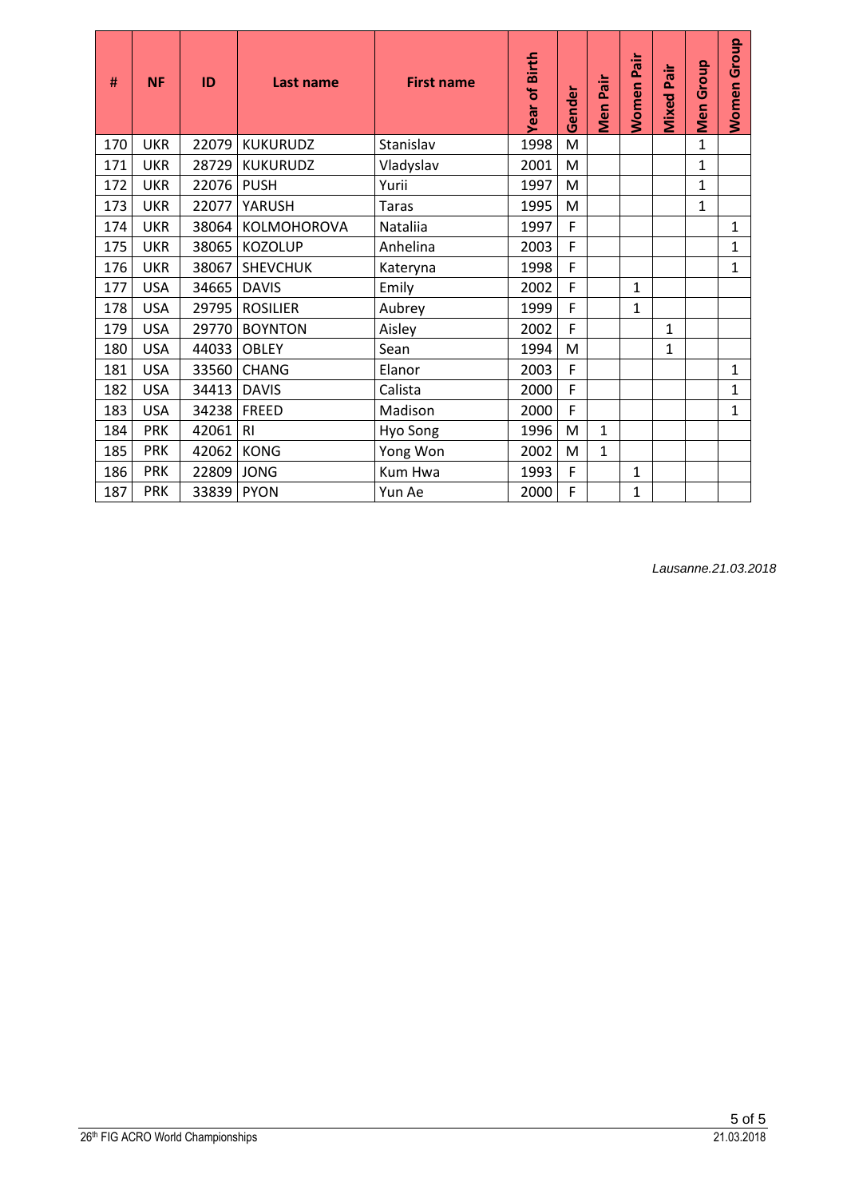| # | NF | ID | Last name | First name | Year of Birth | Gender | Men Pair | Women Pair | Mixed Pair | Men Group | Women Group |
|---|---|---|---|---|---|---|---|---|---|---|---|
| 170 | UKR | 22079 | KUKURUDZ | Stanislav | 1998 | M | | | | 1 | |
| 171 | UKR | 28729 | KUKURUDZ | Vladyslav | 2001 | M | | | | 1 | |
| 172 | UKR | 22076 | PUSH | Yurii | 1997 | M | | | | 1 | |
| 173 | UKR | 22077 | YARUSH | Taras | 1995 | M | | | | 1 | |
| 174 | UKR | 38064 | KOLMOHOROVA | Nataliia | 1997 | F | | | | | 1 |
| 175 | UKR | 38065 | KOZOLUP | Anhelina | 2003 | F | | | | | 1 |
| 176 | UKR | 38067 | SHEVCHUK | Kateryna | 1998 | F | | | | | 1 |
| 177 | USA | 34665 | DAVIS | Emily | 2002 | F | | 1 | | | |
| 178 | USA | 29795 | ROSILIER | Aubrey | 1999 | F | | 1 | | | |
| 179 | USA | 29770 | BOYNTON | Aisley | 2002 | F | | | 1 | | |
| 180 | USA | 44033 | OBLEY | Sean | 1994 | M | | | 1 | | |
| 181 | USA | 33560 | CHANG | Elanor | 2003 | F | | | | | 1 |
| 182 | USA | 34413 | DAVIS | Calista | 2000 | F | | | | | 1 |
| 183 | USA | 34238 | FREED | Madison | 2000 | F | | | | | 1 |
| 184 | PRK | 42061 | RI | Hyo Song | 1996 | M | 1 | | | | |
| 185 | PRK | 42062 | KONG | Yong Won | 2002 | M | 1 | | | | |
| 186 | PRK | 22809 | JONG | Kum Hwa | 1993 | F | | 1 | | | |
| 187 | PRK | 33839 | PYON | Yun Ae | 2000 | F | | 1 | | | |

*Lausanne.21.03.2018*